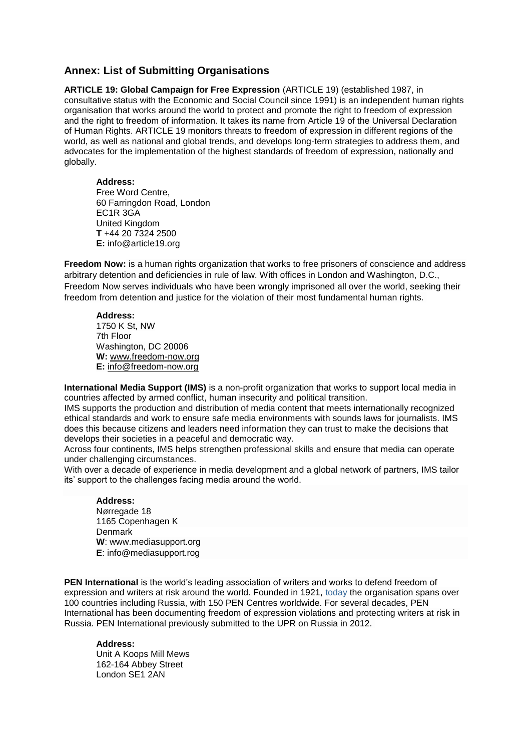## Annex: List of Submitting Organisations

**ARTICLE 19: Global Campaign for Free Expression** (ARTICLE 19) (established 1987, in consultative status with the Economic and Social Council since 1991) is an independent human rights organisation that works around the world to protect and promote the right to freedom of expression and the right to freedom of information. It takes its name from Article 19 of the Universal Declaration of Human Rights. ARTICLE 19 monitors threats to freedom of expression in different regions of the world, as well as national and global trends, and develops long-term strategies to address them, and advocates for the implementation of the highest standards of freedom of expression, nationally and globally.

**Address:**
Free Word Centre,
60 Farringdon Road, London
EC1R 3GA
United Kingdom
**T** +44 20 7324 2500
**E:** info@article19.org

**Freedom Now:** is a human rights organization that works to free prisoners of conscience and address arbitrary detention and deficiencies in rule of law. With offices in London and Washington, D.C., Freedom Now serves individuals who have been wrongly imprisoned all over the world, seeking their freedom from detention and justice for the violation of their most fundamental human rights.

**Address:**
1750 K St, NW
7th Floor
Washington, DC 20006
**W:** www.freedom-now.org
**E:** info@freedom-now.org

**International Media Support (IMS)** is a non-profit organization that works to support local media in countries affected by armed conflict, human insecurity and political transition.
IMS supports the production and distribution of media content that meets internationally recognized ethical standards and work to ensure safe media environments with sounds laws for journalists. IMS does this because citizens and leaders need information they can trust to make the decisions that develops their societies in a peaceful and democratic way.
Across four continents, IMS helps strengthen professional skills and ensure that media can operate under challenging circumstances.
With over a decade of experience in media development and a global network of partners, IMS tailor its' support to the challenges facing media around the world.

**Address:**
Nørregade 18
1165 Copenhagen K
Denmark
**W**: www.mediasupport.org
**E**: info@mediasupport.rog

**PEN International** is the world's leading association of writers and works to defend freedom of expression and writers at risk around the world. Founded in 1921, today the organisation spans over 100 countries including Russia, with 150 PEN Centres worldwide. For several decades, PEN International has been documenting freedom of expression violations and protecting writers at risk in Russia. PEN International previously submitted to the UPR on Russia in 2012.

**Address:**
Unit A Koops Mill Mews
162-164 Abbey Street
London SE1 2AN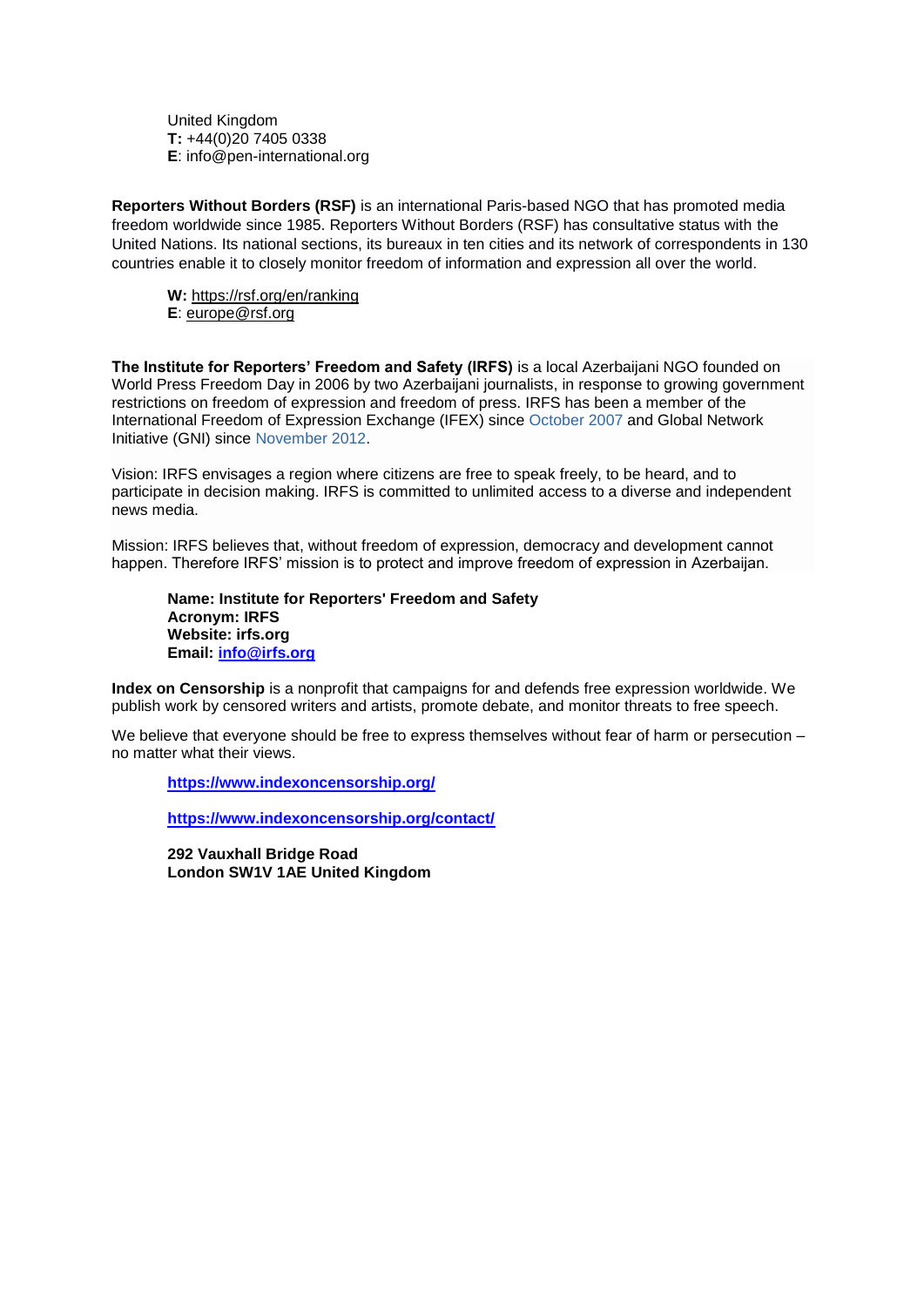United Kingdom
**T:** +44(0)20 7405 0338
**E**: info@pen-international.org

**Reporters Without Borders (RSF)** is an international Paris-based NGO that has promoted media freedom worldwide since 1985. Reporters Without Borders (RSF) has consultative status with the United Nations. Its national sections, its bureaux in ten cities and its network of correspondents in 130 countries enable it to closely monitor freedom of information and expression all over the world.

**W:** https://rsf.org/en/ranking
**E**: europe@rsf.org

**The Institute for Reporters' Freedom and Safety (IRFS)** is a local Azerbaijani NGO founded on World Press Freedom Day in 2006 by two Azerbaijani journalists, in response to growing government restrictions on freedom of expression and freedom of press. IRFS has been a member of the International Freedom of Expression Exchange (IFEX) since October 2007 and Global Network Initiative (GNI) since November 2012.

Vision: IRFS envisages a region where citizens are free to speak freely, to be heard, and to participate in decision making. IRFS is committed to unlimited access to a diverse and independent news media.

Mission: IRFS believes that, without freedom of expression, democracy and development cannot happen. Therefore IRFS' mission is to protect and improve freedom of expression in Azerbaijan.

**Name: Institute for Reporters' Freedom and Safety**
**Acronym: IRFS**
**Website: irfs.org**
**Email: info@irfs.org**

**Index on Censorship** is a nonprofit that campaigns for and defends free expression worldwide. We publish work by censored writers and artists, promote debate, and monitor threats to free speech.

We believe that everyone should be free to express themselves without fear of harm or persecution – no matter what their views.

**https://www.indexoncensorship.org/**

**https://www.indexoncensorship.org/contact/**

**292 Vauxhall Bridge Road**
**London SW1V 1AE United Kingdom**